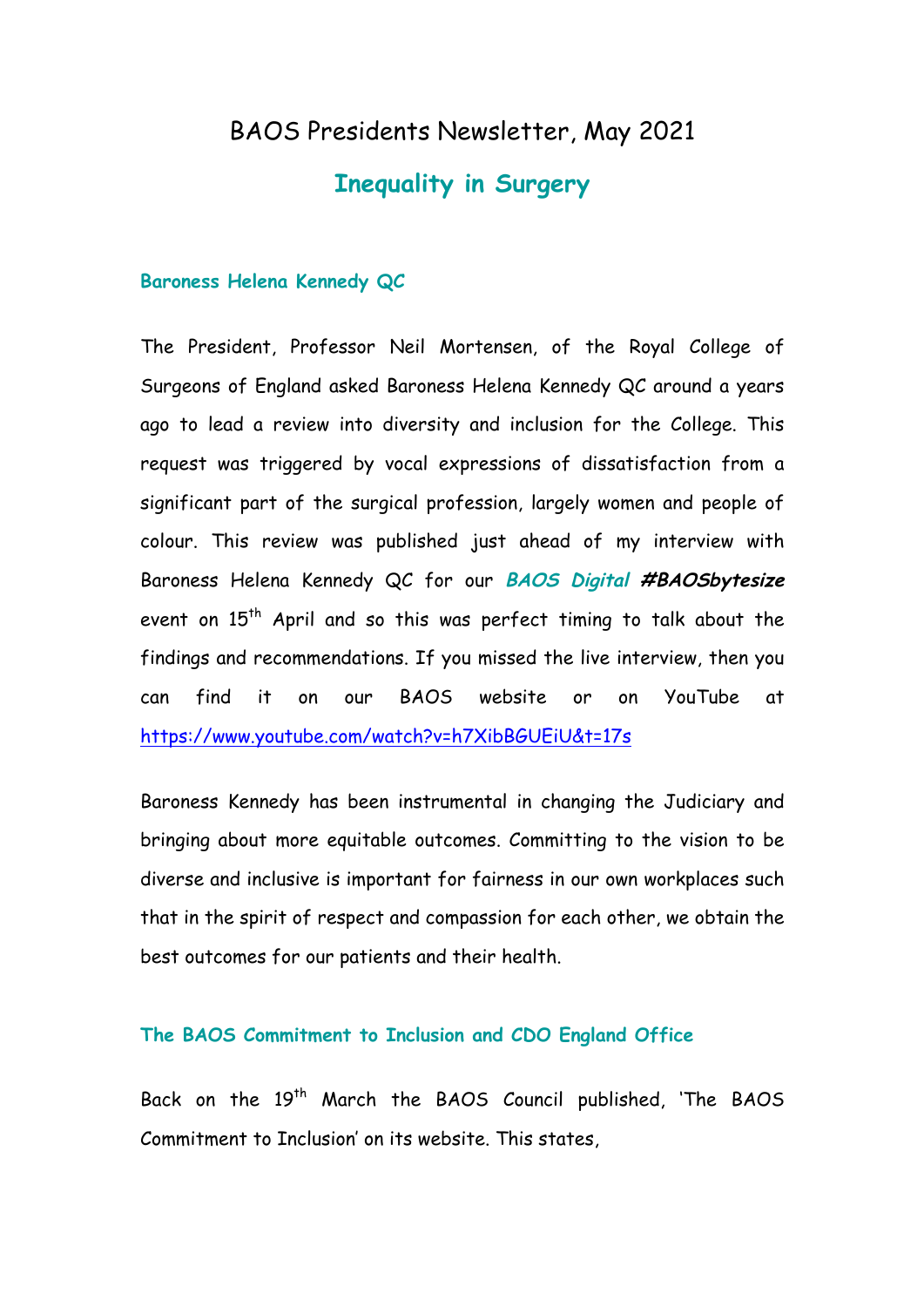# BAOS Presidents Newsletter, May 2021

## Inequality in Surgery

### Baroness Helena Kennedy QC

The President, Professor Neil Mortensen, of the Royal College of Surgeons of England asked Baroness Helena Kennedy QC around a years ago to lead a review into diversity and inclusion for the College. This request was triggered by vocal expressions of dissatisfaction from a significant part of the surgical profession, largely women and people of colour. This review was published just ahead of my interview with Baroness Helena Kennedy QC for our ***BAOS Digital*** ***#BAOSbytesize*** event on 15th April and so this was perfect timing to talk about the findings and recommendations. If you missed the live interview, then you can find it on our BAOS website or on YouTube at https://www.youtube.com/watch?v=h7XibBGUEiU&t=17s

Baroness Kennedy has been instrumental in changing the Judiciary and bringing about more equitable outcomes. Committing to the vision to be diverse and inclusive is important for fairness in our own workplaces such that in the spirit of respect and compassion for each other, we obtain the best outcomes for our patients and their health.

### The BAOS Commitment to Inclusion and CDO England Office

Back on the 19th March the BAOS Council published, 'The BAOS Commitment to Inclusion' on its website. This states,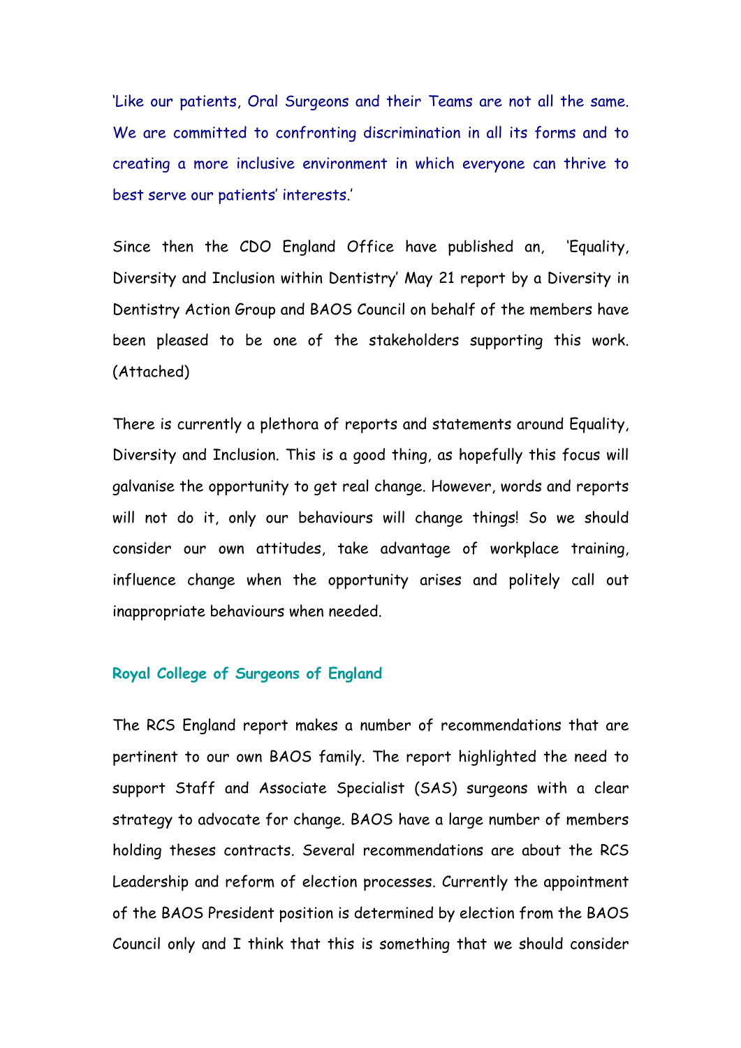'Like our patients, Oral Surgeons and their Teams are not all the same. We are committed to confronting discrimination in all its forms and to creating a more inclusive environment in which everyone can thrive to best serve our patients' interests.'

Since then the CDO England Office have published an, 'Equality, Diversity and Inclusion within Dentistry' May 21 report by a Diversity in Dentistry Action Group and BAOS Council on behalf of the members have been pleased to be one of the stakeholders supporting this work. (Attached)

There is currently a plethora of reports and statements around Equality, Diversity and Inclusion. This is a good thing, as hopefully this focus will galvanise the opportunity to get real change. However, words and reports will not do it, only our behaviours will change things! So we should consider our own attitudes, take advantage of workplace training, influence change when the opportunity arises and politely call out inappropriate behaviours when needed.

## Royal College of Surgeons of England

The RCS England report makes a number of recommendations that are pertinent to our own BAOS family. The report highlighted the need to support Staff and Associate Specialist (SAS) surgeons with a clear strategy to advocate for change. BAOS have a large number of members holding theses contracts. Several recommendations are about the RCS Leadership and reform of election processes. Currently the appointment of the BAOS President position is determined by election from the BAOS Council only and I think that this is something that we should consider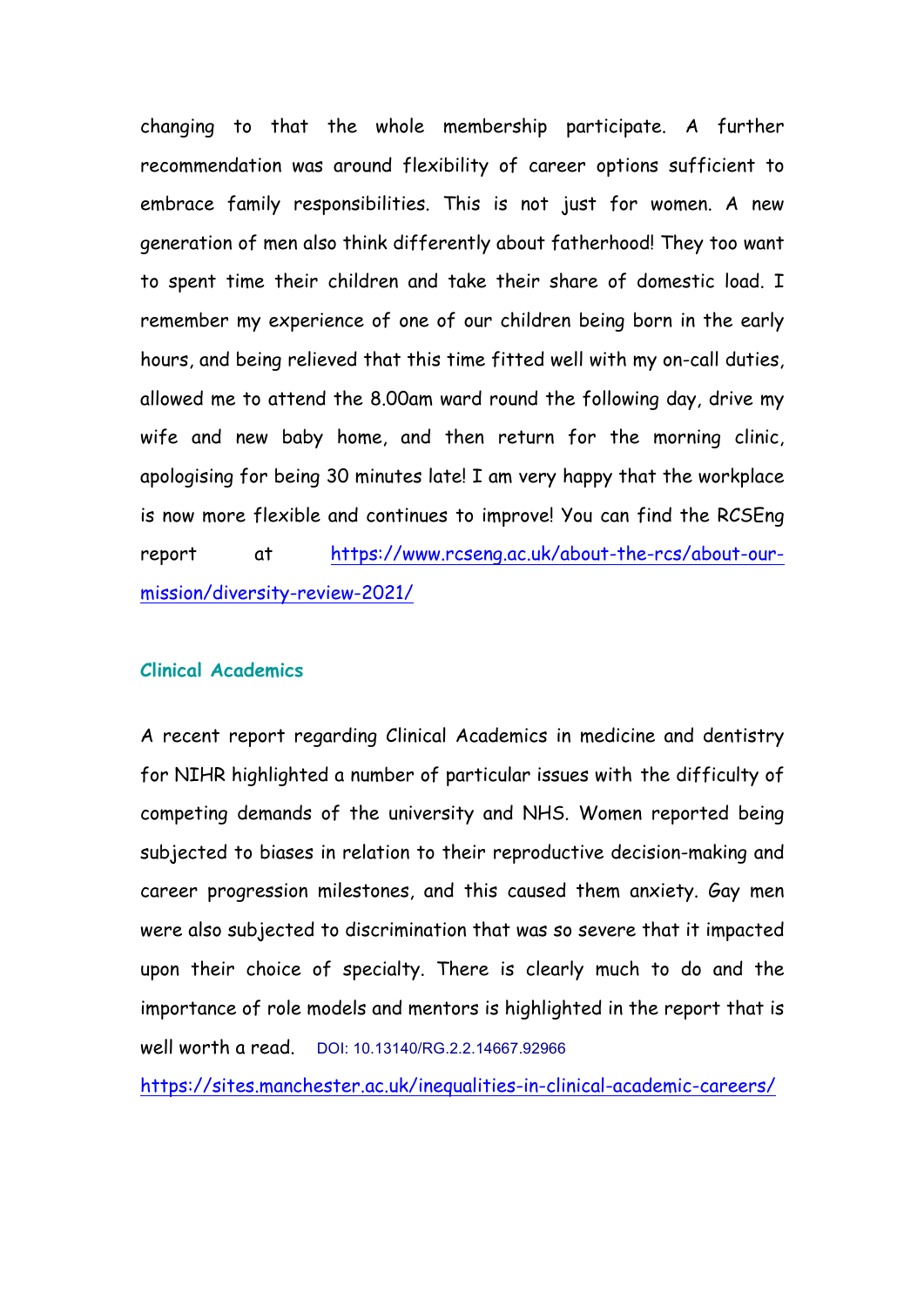changing to that the whole membership participate. A further recommendation was around flexibility of career options sufficient to embrace family responsibilities. This is not just for women. A new generation of men also think differently about fatherhood! They too want to spent time their children and take their share of domestic load. I remember my experience of one of our children being born in the early hours, and being relieved that this time fitted well with my on-call duties, allowed me to attend the 8.00am ward round the following day, drive my wife and new baby home, and then return for the morning clinic, apologising for being 30 minutes late! I am very happy that the workplace is now more flexible and continues to improve! You can find the RCSEng report at https://www.rcseng.ac.uk/about-the-rcs/about-our-mission/diversity-review-2021/

## Clinical Academics

A recent report regarding Clinical Academics in medicine and dentistry for NIHR highlighted a number of particular issues with the difficulty of competing demands of the university and NHS. Women reported being subjected to biases in relation to their reproductive decision-making and career progression milestones, and this caused them anxiety. Gay men were also subjected to discrimination that was so severe that it impacted upon their choice of specialty. There is clearly much to do and the importance of role models and mentors is highlighted in the report that is well worth a read. DOI: 10.13140/RG.2.2.14667.92966

https://sites.manchester.ac.uk/inequalities-in-clinical-academic-careers/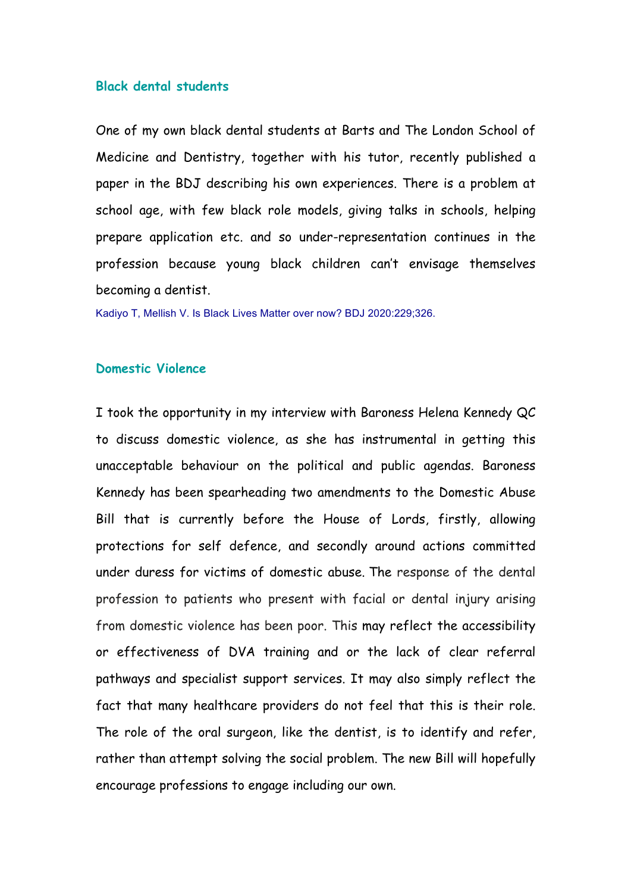## Black dental students

One of my own black dental students at Barts and The London School of Medicine and Dentistry, together with his tutor, recently published a paper in the BDJ describing his own experiences. There is a problem at school age, with few black role models, giving talks in schools, helping prepare application etc. and so under-representation continues in the profession because young black children can't envisage themselves becoming a dentist.

Kadiyo T, Mellish V. Is Black Lives Matter over now? BDJ 2020:229;326.

## Domestic Violence

I took the opportunity in my interview with Baroness Helena Kennedy QC to discuss domestic violence, as she has instrumental in getting this unacceptable behaviour on the political and public agendas. Baroness Kennedy has been spearheading two amendments to the Domestic Abuse Bill that is currently before the House of Lords, firstly, allowing protections for self defence, and secondly around actions committed under duress for victims of domestic abuse. The response of the dental profession to patients who present with facial or dental injury arising from domestic violence has been poor. This may reflect the accessibility or effectiveness of DVA training and or the lack of clear referral pathways and specialist support services. It may also simply reflect the fact that many healthcare providers do not feel that this is their role. The role of the oral surgeon, like the dentist, is to identify and refer, rather than attempt solving the social problem. The new Bill will hopefully encourage professions to engage including our own.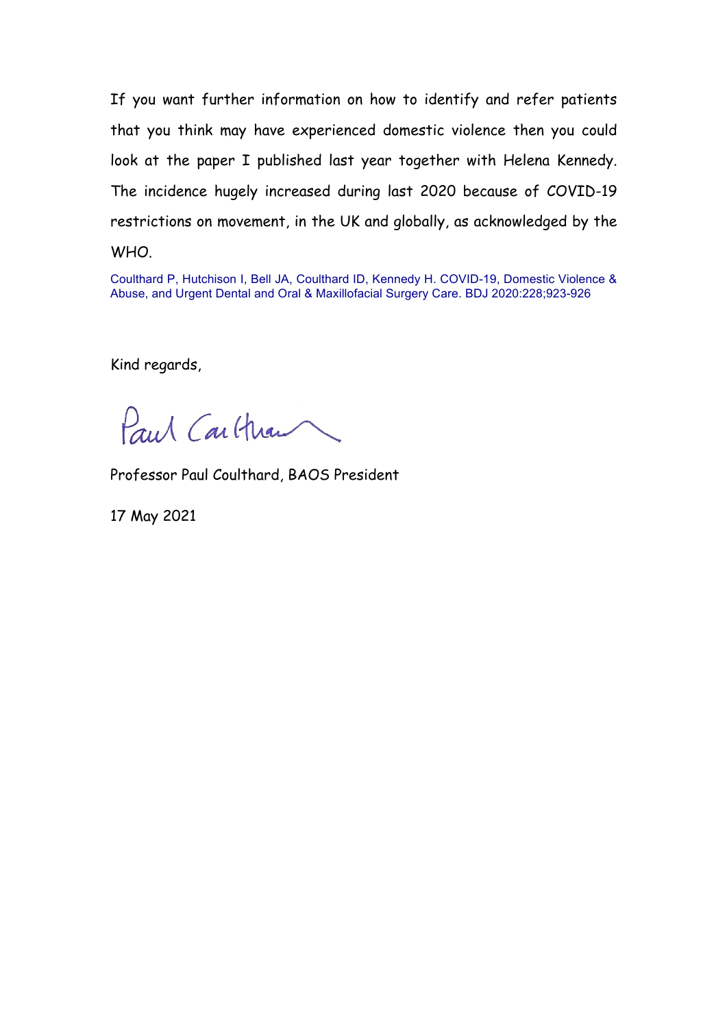If you want further information on how to identify and refer patients that you think may have experienced domestic violence then you could look at the paper I published last year together with Helena Kennedy. The incidence hugely increased during last 2020 because of COVID-19 restrictions on movement, in the UK and globally, as acknowledged by the WHO.

Coulthard P, Hutchison I, Bell JA, Coulthard ID, Kennedy H. COVID-19, Domestic Violence & Abuse, and Urgent Dental and Oral & Maxillofacial Surgery Care. BDJ 2020:228;923-926

Kind regards,

Professor Paul Coulthard, BAOS President

17 May 2021